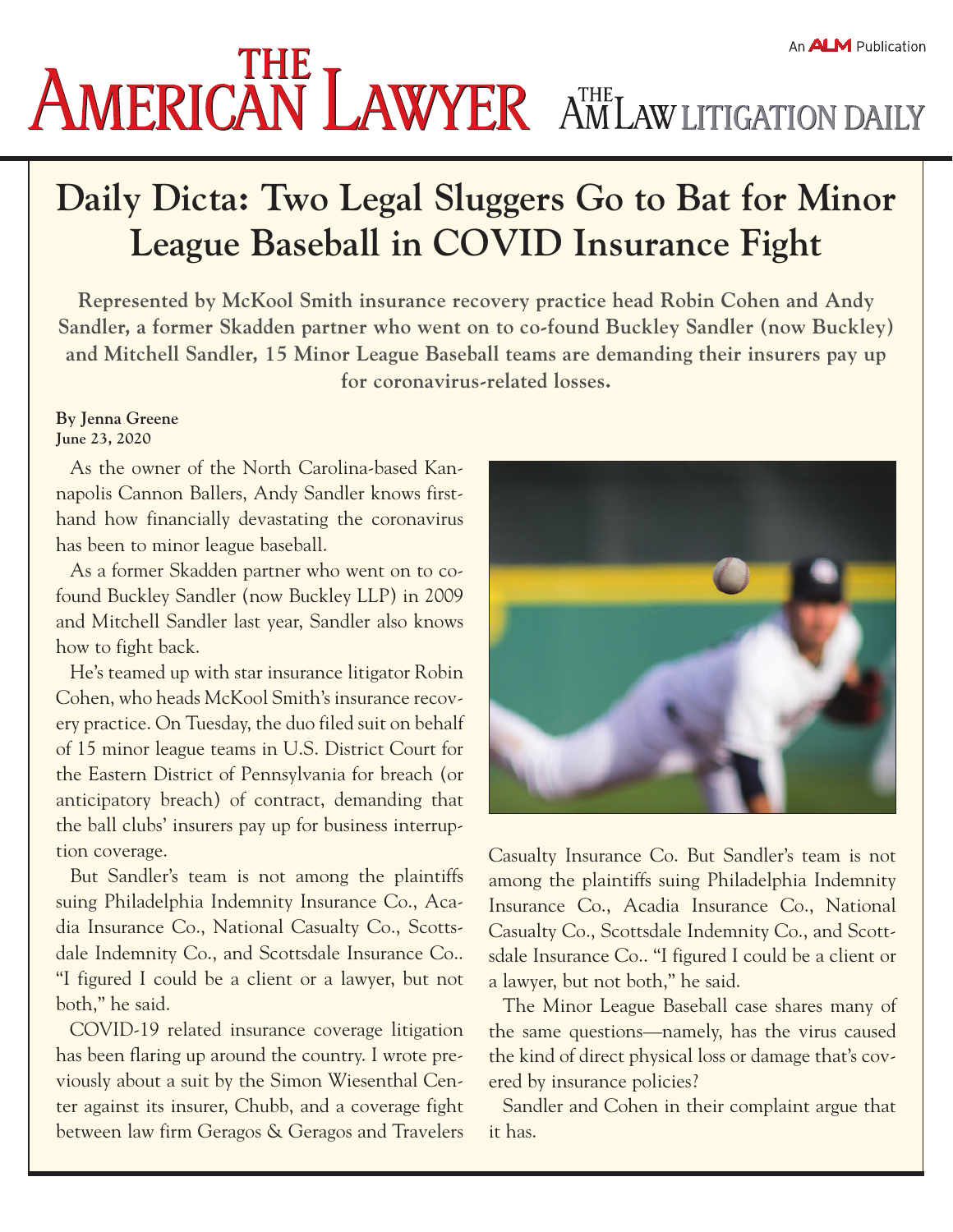# Daily Dicta: Two Legal Sluggers Go to Bat for Minor League Baseball in COVID Insurance Fight

**Represented by McKool Smith insurance recovery practice head Robin Cohen and Andy Sandler, a former Skadden partner who went on to co-found Buckley Sandler (now Buckley) and Mitchell Sandler, 15 Minor League Baseball teams are demanding their insurers pay up for coronavirus-related losses.**

**By Jenna Greene**
**June 23, 2020**

As the owner of the North Carolina-based Kannapolis Cannon Ballers, Andy Sandler knows firsthand how financially devastating the coronavirus has been to minor league baseball.

As a former Skadden partner who went on to co-found Buckley Sandler (now Buckley LLP) in 2009 and Mitchell Sandler last year, Sandler also knows how to fight back.

He's teamed up with star insurance litigator Robin Cohen, who heads McKool Smith's insurance recovery practice. On Tuesday, the duo filed suit on behalf of 15 minor league teams in U.S. District Court for the Eastern District of Pennsylvania for breach (or anticipatory breach) of contract, demanding that the ball clubs' insurers pay up for business interruption coverage.

But Sandler's team is not among the plaintiffs suing Philadelphia Indemnity Insurance Co., Acadia Insurance Co., National Casualty Co., Scottsdale Indemnity Co., and Scottsdale Insurance Co.. "I figured I could be a client or a lawyer, but not both," he said.

COVID-19 related insurance coverage litigation has been flaring up around the country. I wrote previously about a suit by the Simon Wiesenthal Center against its insurer, Chubb, and a coverage fight between law firm Geragos & Geragos and Travelers Casualty Insurance Co. But Sandler's team is not among the plaintiffs suing Philadelphia Indemnity Insurance Co., Acadia Insurance Co., National Casualty Co., Scottsdale Indemnity Co., and Scottsdale Insurance Co.. "I figured I could be a client or a lawyer, but not both," he said.

The Minor League Baseball case shares many of the same questions—namely, has the virus caused the kind of direct physical loss or damage that's covered by insurance policies?

Sandler and Cohen in their complaint argue that it has.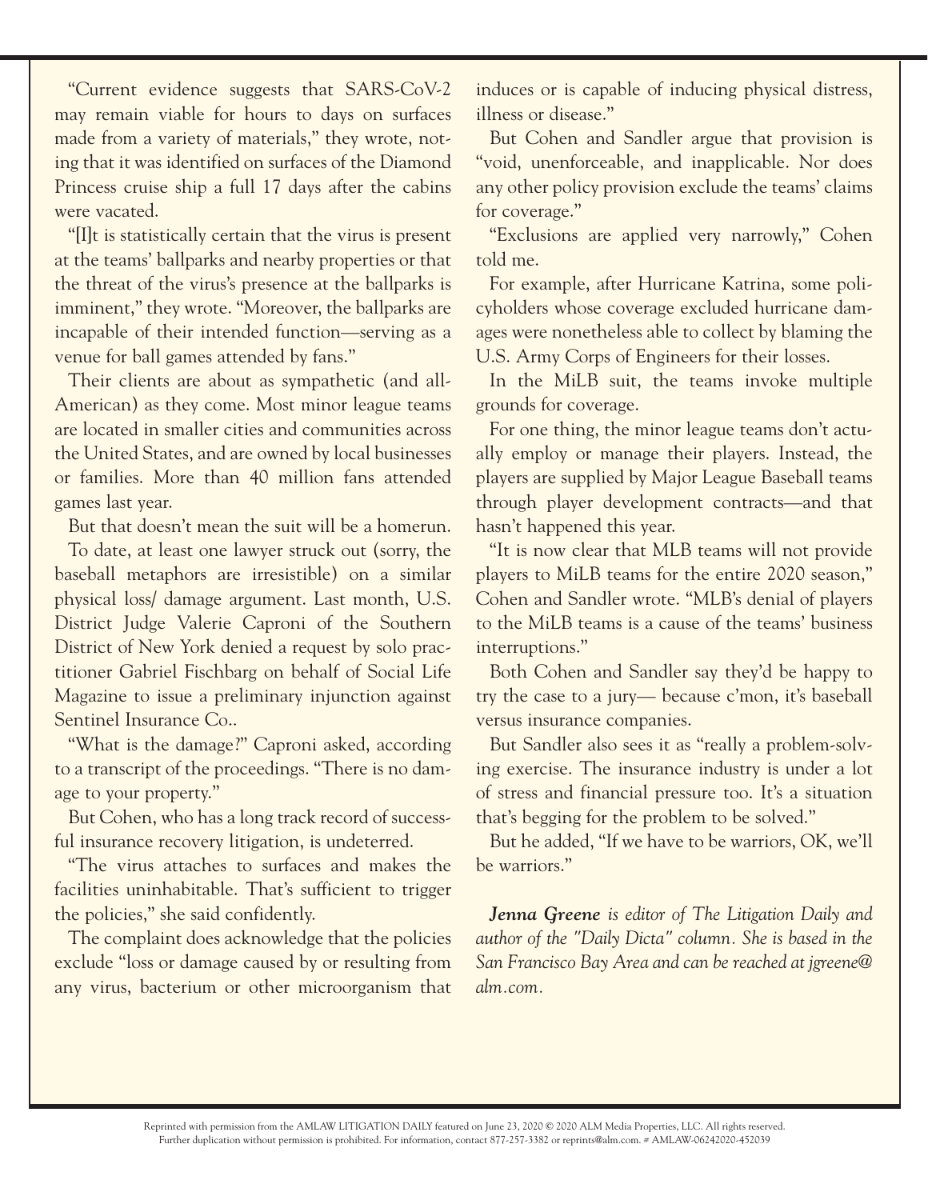"Current evidence suggests that SARS-CoV-2 may remain viable for hours to days on surfaces made from a variety of materials," they wrote, noting that it was identified on surfaces of the Diamond Princess cruise ship a full 17 days after the cabins were vacated.

"[I]t is statistically certain that the virus is present at the teams' ballparks and nearby properties or that the threat of the virus's presence at the ballparks is imminent," they wrote. "Moreover, the ballparks are incapable of their intended function—serving as a venue for ball games attended by fans."

Their clients are about as sympathetic (and all-American) as they come. Most minor league teams are located in smaller cities and communities across the United States, and are owned by local businesses or families. More than 40 million fans attended games last year.

But that doesn't mean the suit will be a homerun.

To date, at least one lawyer struck out (sorry, the baseball metaphors are irresistible) on a similar physical loss/ damage argument. Last month, U.S. District Judge Valerie Caproni of the Southern District of New York denied a request by solo practitioner Gabriel Fischbarg on behalf of Social Life Magazine to issue a preliminary injunction against Sentinel Insurance Co..

"What is the damage?" Caproni asked, according to a transcript of the proceedings. "There is no damage to your property."

But Cohen, who has a long track record of successful insurance recovery litigation, is undeterred.

"The virus attaches to surfaces and makes the facilities uninhabitable. That's sufficient to trigger the policies," she said confidently.

The complaint does acknowledge that the policies exclude "loss or damage caused by or resulting from any virus, bacterium or other microorganism that induces or is capable of inducing physical distress, illness or disease."

But Cohen and Sandler argue that provision is "void, unenforceable, and inapplicable. Nor does any other policy provision exclude the teams' claims for coverage."

"Exclusions are applied very narrowly," Cohen told me.

For example, after Hurricane Katrina, some policyholders whose coverage excluded hurricane damages were nonetheless able to collect by blaming the U.S. Army Corps of Engineers for their losses.

In the MiLB suit, the teams invoke multiple grounds for coverage.

For one thing, the minor league teams don't actually employ or manage their players. Instead, the players are supplied by Major League Baseball teams through player development contracts—and that hasn't happened this year.

"It is now clear that MLB teams will not provide players to MiLB teams for the entire 2020 season," Cohen and Sandler wrote. "MLB's denial of players to the MiLB teams is a cause of the teams' business interruptions."

Both Cohen and Sandler say they'd be happy to try the case to a jury— because c'mon, it's baseball versus insurance companies.

But Sandler also sees it as "really a problem-solving exercise. The insurance industry is under a lot of stress and financial pressure too. It's a situation that's begging for the problem to be solved."

But he added, "If we have to be warriors, OK, we'll be warriors."

***Jenna Greene*** *is editor of The Litigation Daily and author of the "Daily Dicta" column. She is based in the San Francisco Bay Area and can be reached at jgreene@alm.com.*

Reprinted with permission from the AMLAW LITIGATION DAILY featured on June 23, 2020 © 2020 ALM Media Properties, LLC. All rights reserved. Further duplication without permission is prohibited. For information, contact 877-257-3382 or reprints@alm.com. # AMLAW-06242020-452039